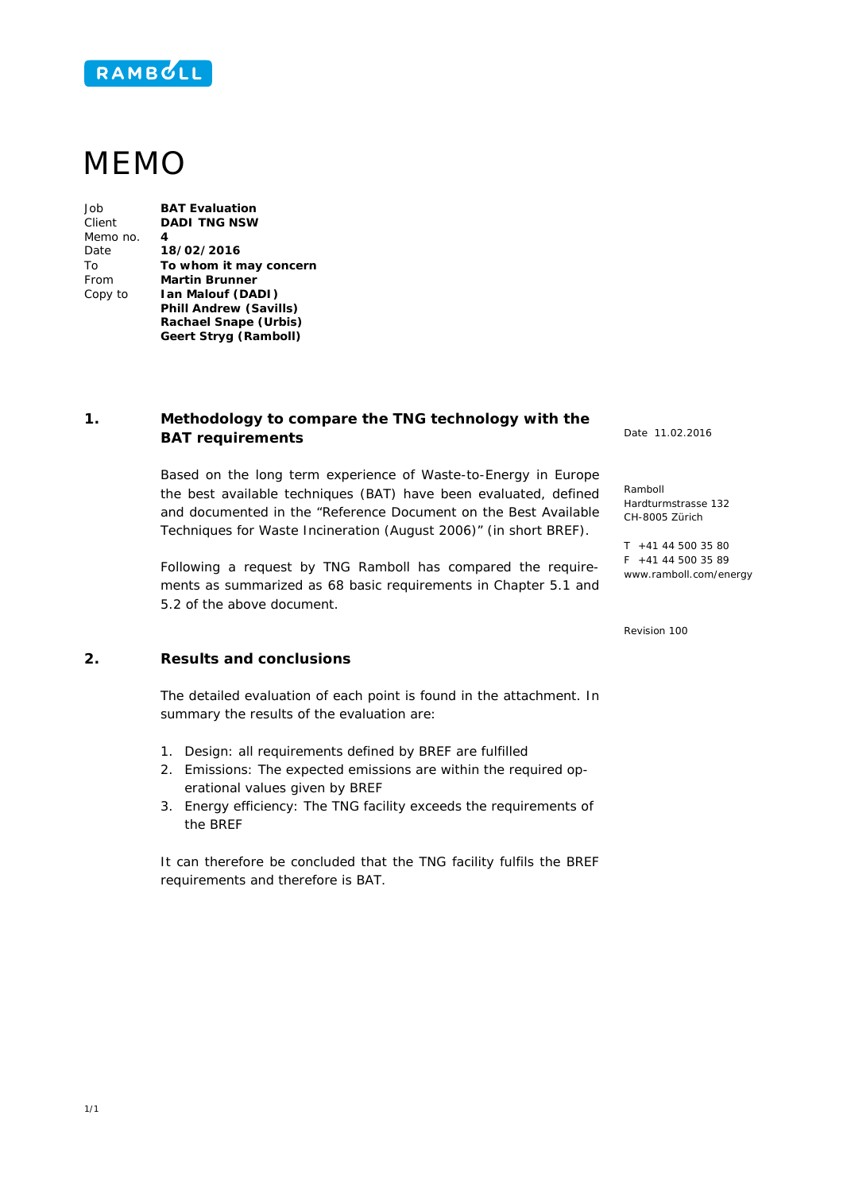RAMBOLL

# MEMO

| | |
|---|---|
| Job | **BAT Evaluation** |
| Client | **DADI TNG NSW** |
| Memo no. | **4** |
| Date | **18/02/2016** |
| To | **To whom it may concern** |
| From | **Martin Brunner** |
| Copy to | **Ian Malouf (DADI)** |
| | **Phill Andrew (Savills)** |
| | **Rachael Snape (Urbis)** |
| | **Geert Stryg (Ramboll)** |

Date 11.02.2016

Ramboll
Hardturmstrasse 132
CH-8005 Zürich

T +41 44 500 35 80
F +41 44 500 35 89
www.ramboll.com/energy

Revision 100

## 1. Methodology to compare the TNG technology with the BAT requirements

Based on the long term experience of Waste-to-Energy in Europe the best available techniques (BAT) have been evaluated, defined and documented in the "Reference Document on the Best Available Techniques for Waste Incineration (August 2006)" (in short BREF).

Following a request by TNG Ramboll has compared the requirements as summarized as 68 basic requirements in Chapter 5.1 and 5.2 of the above document.

## 2. Results and conclusions

The detailed evaluation of each point is found in the attachment. In summary the results of the evaluation are:

1. Design: all requirements defined by BREF are fulfilled
2. Emissions: The expected emissions are within the required operational values given by BREF
3. Energy efficiency: The TNG facility exceeds the requirements of the BREF

It can therefore be concluded that the TNG facility fulfils the BREF requirements and therefore is BAT.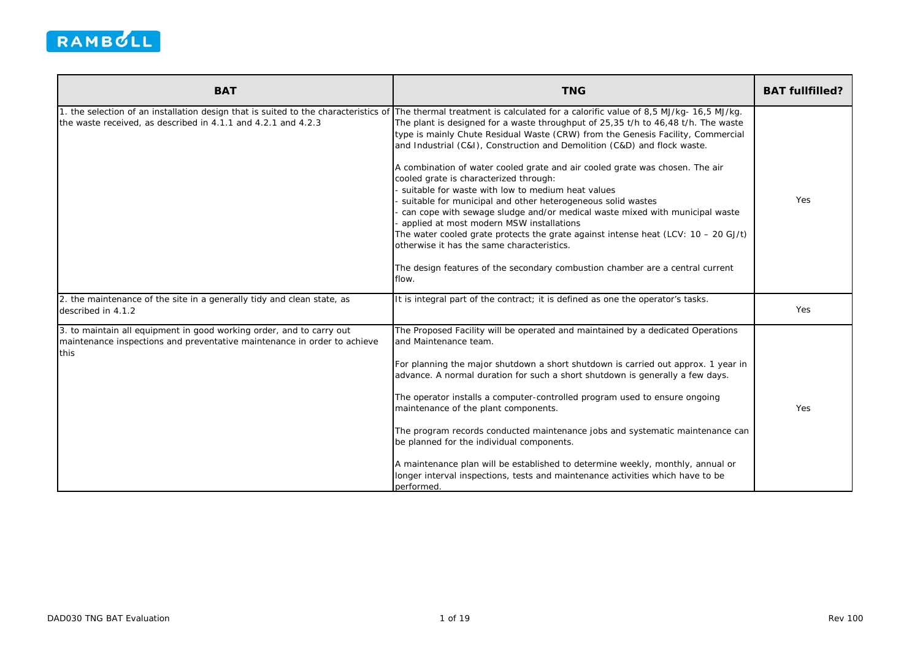| BAT | TNG | BAT fullfilled? |
|---|---|---|
| 1. the selection of an installation design that is suited to the characteristics of the waste received, as described in 4.1.1 and 4.2.1 and 4.2.3 | The thermal treatment is calculated for a calorific value of 8,5 MJ/kg- 16,5 MJ/kg. The plant is designed for a waste throughput of 25,35 t/h to 46,48 t/h. The waste type is mainly Chute Residual Waste (CRW) from the Genesis Facility, Commercial and Industrial (C&I), Construction and Demolition (C&D) and flock waste.<br><br>A combination of water cooled grate and air cooled grate was chosen. The air cooled grate is characterized through:<br>- suitable for waste with low to medium heat values<br>- suitable for municipal and other heterogeneous solid wastes<br>- can cope with sewage sludge and/or medical waste mixed with municipal waste<br>- applied at most modern MSW installations<br>The water cooled grate protects the grate against intense heat (LCV: 10 – 20 GJ/t) otherwise it has the same characteristics.<br><br>The design features of the secondary combustion chamber are a central current flow. | Yes |
| 2. the maintenance of the site in a generally tidy and clean state, as described in 4.1.2 | It is integral part of the contract; it is defined as one the operator's tasks. | Yes |
| 3. to maintain all equipment in good working order, and to carry out maintenance inspections and preventative maintenance in order to achieve this | The Proposed Facility will be operated and maintained by a dedicated Operations and Maintenance team.<br><br>For planning the major shutdown a short shutdown is carried out approx. 1 year in advance. A normal duration for such a short shutdown is generally a few days.<br><br>The operator installs a computer-controlled program used to ensure ongoing maintenance of the plant components.<br><br>The program records conducted maintenance jobs and systematic maintenance can be planned for the individual components.<br><br>A maintenance plan will be established to determine weekly, monthly, annual or longer interval inspections, tests and maintenance activities which have to be performed. | Yes |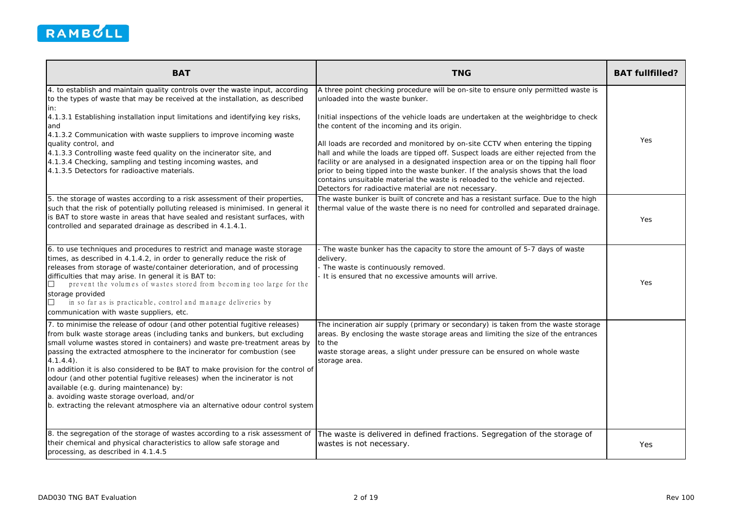| BAT | TNG | BAT fullfilled? |
|---|---|---|
| 4. to establish and maintain quality controls over the waste input, according to the types of waste that may be received at the installation, as described in:<br>4.1.3.1 Establishing installation input limitations and identifying key risks, and<br>4.1.3.2 Communication with waste suppliers to improve incoming waste quality control, and<br>4.1.3.3 Controlling waste feed quality on the incinerator site, and<br>4.1.3.4 Checking, sampling and testing incoming wastes, and<br>4.1.3.5 Detectors for radioactive materials. | A three point checking procedure will be on-site to ensure only permitted waste is unloaded into the waste bunker.<br><br>Initial inspections of the vehicle loads are undertaken at the weighbridge to check the content of the incoming and its origin.<br><br>All loads are recorded and monitored by on-site CCTV when entering the tipping hall and while the loads are tipped off. Suspect loads are either rejected from the facility or are analysed in a designated inspection area or on the tipping hall floor prior to being tipped into the waste bunker. If the analysis shows that the load contains unsuitable material the waste is reloaded to the vehicle and rejected.<br>Detectors for radioactive material are not necessary. | Yes |
| 5. the storage of wastes according to a risk assessment of their properties, such that the risk of potentially polluting released is minimised. In general it is BAT to store waste in areas that have sealed and resistant surfaces, with controlled and separated drainage as described in 4.1.4.1. | The waste bunker is built of concrete and has a resistant surface. Due to the high thermal value of the waste there is no need for controlled and separated drainage. | Yes |
| 6. to use techniques and procedures to restrict and manage waste storage times, as described in 4.1.4.2, in order to generally reduce the risk of releases from storage of waste/container deterioration, and of processing difficulties that may arise. In general it is BAT to:<br>☐ prevent the volumes of wastes stored from becoming too large for the storage provided<br>☐ in so far as is practicable, control and manage deliveries by communication with waste suppliers, etc. | - The waste bunker has the capacity to store the amount of 5-7 days of waste delivery.<br>- The waste is continuously removed.<br>- It is ensured that no excessive amounts will arrive. | Yes |
| 7. to minimise the release of odour (and other potential fugitive releases) from bulk waste storage areas (including tanks and bunkers, but excluding small volume wastes stored in containers) and waste pre-treatment areas by passing the extracted atmosphere to the incinerator for combustion (see 4.1.4.4).<br>In addition it is also considered to be BAT to make provision for the control of odour (and other potential fugitive releases) when the incinerator is not available (e.g. during maintenance) by:<br>a. avoiding waste storage overload, and/or<br>b. extracting the relevant atmosphere via an alternative odour control system | The incineration air supply (primary or secondary) is taken from the waste storage areas. By enclosing the waste storage areas and limiting the size of the entrances to the waste storage areas, a slight under pressure can be ensured on whole waste storage area. | |
| 8. the segregation of the storage of wastes according to a risk assessment of their chemical and physical characteristics to allow safe storage and processing, as described in 4.1.4.5 | The waste is delivered in defined fractions. Segregation of the storage of wastes is not necessary. | Yes |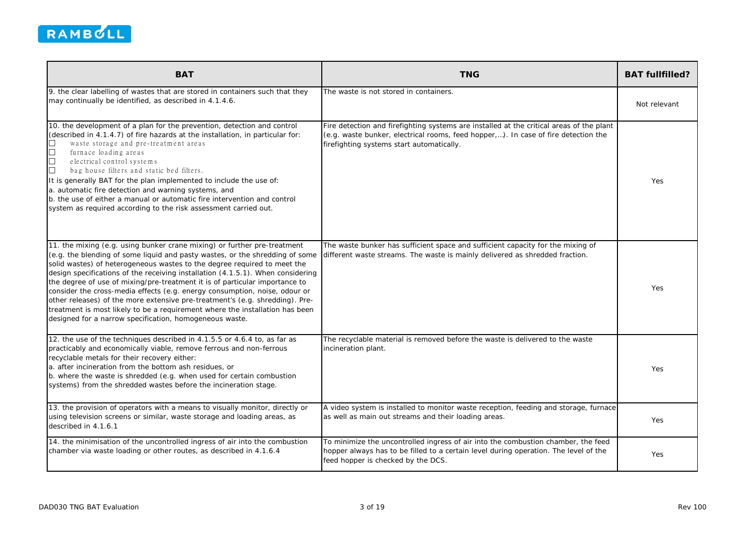| BAT | TNG | BAT fullfilled? |
|---|---|---|
| 9. the clear labelling of wastes that are stored in containers such that they may continually be identified, as described in 4.1.4.6. | The waste is not stored in containers. | Not relevant |
| 10. the development of a plan for the prevention, detection and control (described in 4.1.4.7) of fire hazards at the installation, in particular for:<br>☐ waste storage and pre-treatment areas<br>☐ furnace loading areas<br>☐ electrical control systems<br>☐ bag house filters and static bed filters.<br>It is generally BAT for the plan implemented to include the use of:<br>a. automatic fire detection and warning systems, and<br>b. the use of either a manual or automatic fire intervention and control system as required according to the risk assessment carried out. | Fire detection and firefighting systems are installed at the critical areas of the plant (e.g. waste bunker, electrical rooms, feed hopper,...). In case of fire detection the firefighting systems start automatically. | Yes |
| 11. the mixing (e.g. using bunker crane mixing) or further pre-treatment (e.g. the blending of some liquid and pasty wastes, or the shredding of some solid wastes) of heterogeneous wastes to the degree required to meet the design specifications of the receiving installation (4.1.5.1). When considering the degree of use of mixing/pre-treatment it is of particular importance to consider the cross-media effects (e.g. energy consumption, noise, odour or other releases) of the more extensive pre-treatment's (e.g. shredding). Pre-treatment is most likely to be a requirement where the installation has been designed for a narrow specification, homogeneous waste. | The waste bunker has sufficient space and sufficient capacity for the mixing of different waste streams. The waste is mainly delivered as shredded fraction. | Yes |
| 12. the use of the techniques described in 4.1.5.5 or 4.6.4 to, as far as practicably and economically viable, remove ferrous and non-ferrous recyclable metals for their recovery either:<br>a. after incineration from the bottom ash residues, or<br>b. where the waste is shredded (e.g. when used for certain combustion systems) from the shredded wastes before the incineration stage. | The recyclable material is removed before the waste is delivered to the waste incineration plant. | Yes |
| 13. the provision of operators with a means to visually monitor, directly or using television screens or similar, waste storage and loading areas, as described in 4.1.6.1 | A video system is installed to monitor waste reception, feeding and storage, furnace as well as main out streams and their loading areas. | Yes |
| 14. the minimisation of the uncontrolled ingress of air into the combustion chamber via waste loading or other routes, as described in 4.1.6.4 | To minimize the uncontrolled ingress of air into the combustion chamber, the feed hopper always has to be filled to a certain level during operation. The level of the feed hopper is checked by the DCS. | Yes |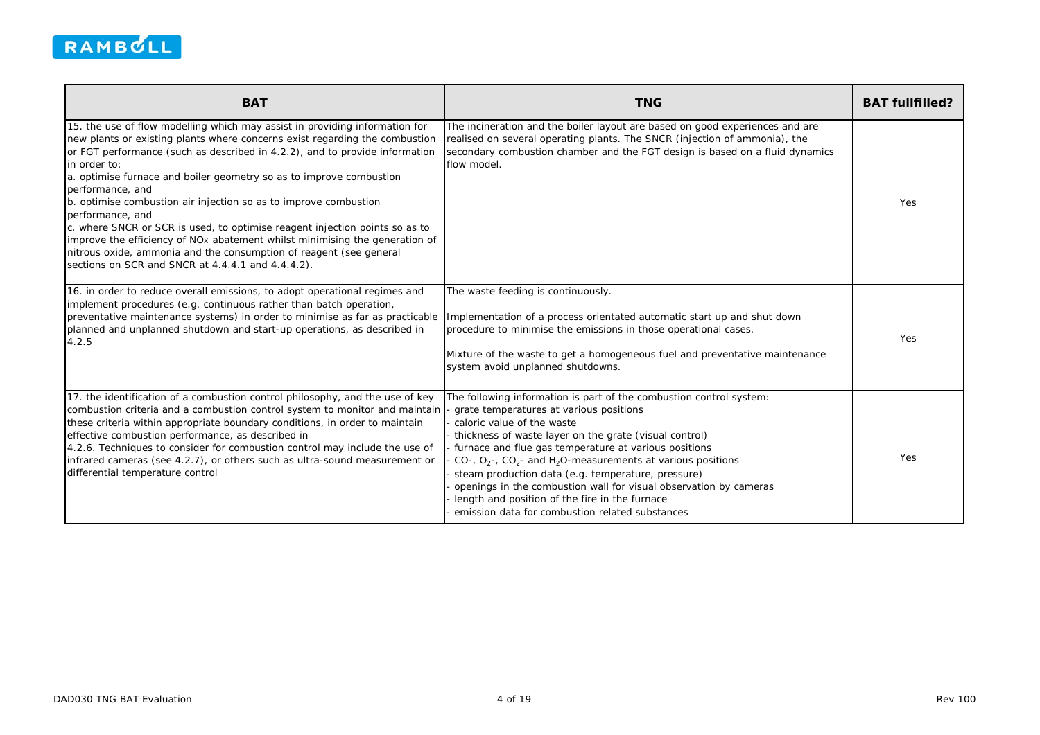| BAT | TNG | BAT fullfilled? |
|---|---|---|
| 15. the use of flow modelling which may assist in providing information for new plants or existing plants where concerns exist regarding the combustion or FGT performance (such as described in 4.2.2), and to provide information in order to:<br>a. optimise furnace and boiler geometry so as to improve combustion performance, and<br>b. optimise combustion air injection so as to improve combustion performance, and<br>c. where SNCR or SCR is used, to optimise reagent injection points so as to improve the efficiency of $NO_X$ abatement whilst minimising the generation of nitrous oxide, ammonia and the consumption of reagent (see general sections on SCR and SNCR at 4.4.4.1 and 4.4.4.2). | The incineration and the boiler layout are based on good experiences and are realised on several operating plants. The SNCR (injection of ammonia), the secondary combustion chamber and the FGT design is based on a fluid dynamics flow model. | Yes |
| 16. in order to reduce overall emissions, to adopt operational regimes and implement procedures (e.g. continuous rather than batch operation, preventative maintenance systems) in order to minimise as far as practicable planned and unplanned shutdown and start-up operations, as described in 4.2.5 | The waste feeding is continuously.<br><br>Implementation of a process orientated automatic start up and shut down procedure to minimise the emissions in those operational cases.<br><br>Mixture of the waste to get a homogeneous fuel and preventative maintenance system avoid unplanned shutdowns. | Yes |
| 17. the identification of a combustion control philosophy, and the use of key combustion criteria and a combustion control system to monitor and maintain these criteria within appropriate boundary conditions, in order to maintain effective combustion performance, as described in 4.2.6. Techniques to consider for combustion control may include the use of infrared cameras (see 4.2.7), or others such as ultra-sound measurement or differential temperature control | The following information is part of the combustion control system:<br>- grate temperatures at various positions<br>- caloric value of the waste<br>- thickness of waste layer on the grate (visual control)<br>- furnace and flue gas temperature at various positions<br>- CO-, $O_2$-, $CO_2$- and $H_2O$-measurements at various positions<br>- steam production data (e.g. temperature, pressure)<br>- openings in the combustion wall for visual observation by cameras<br>- length and position of the fire in the furnace<br>- emission data for combustion related substances | Yes |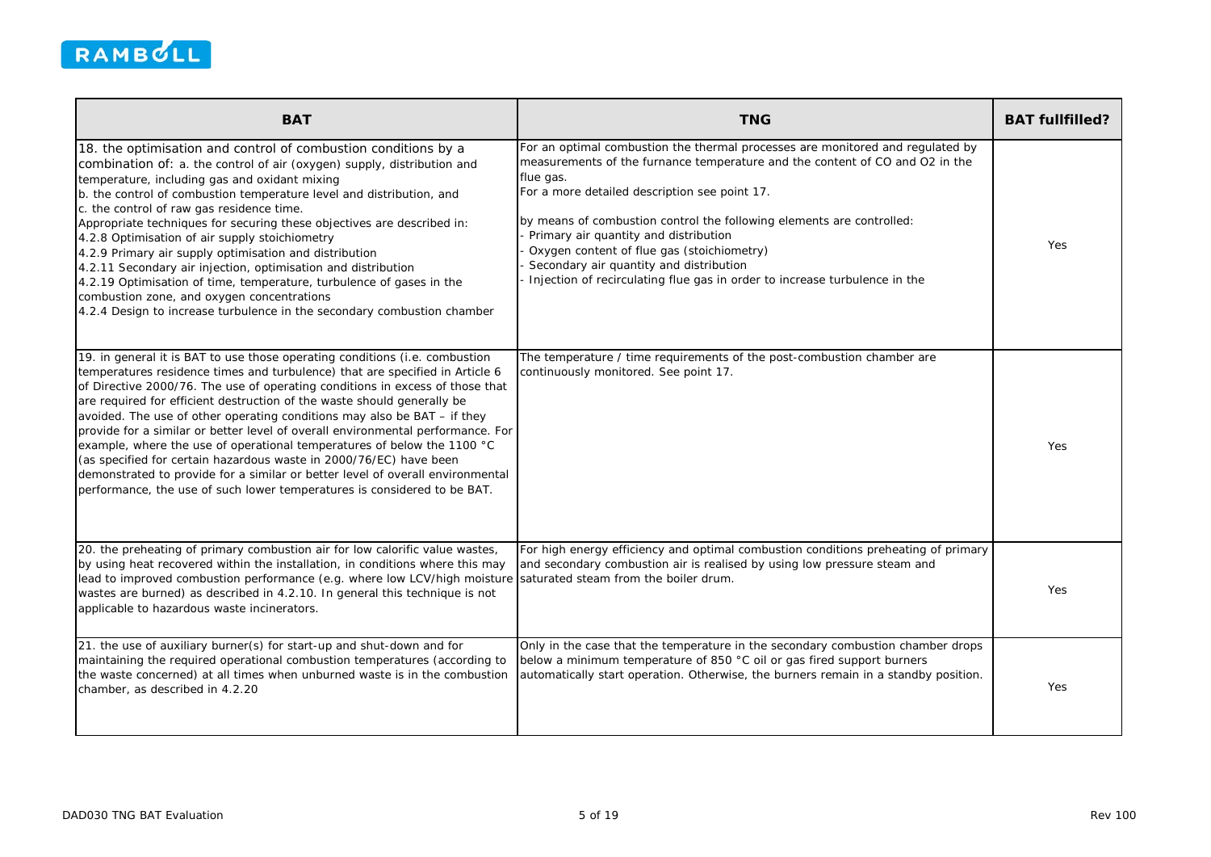| BAT | TNG | BAT fullfilled? |
|---|---|---|
| 18. the optimisation and control of combustion conditions by a combination of: a. the control of air (oxygen) supply, distribution and temperature, including gas and oxidant mixing<br>b. the control of combustion temperature level and distribution, and<br>c. the control of raw gas residence time.<br>Appropriate techniques for securing these objectives are described in:<br>4.2.8 Optimisation of air supply stoichiometry<br>4.2.9 Primary air supply optimisation and distribution<br>4.2.11 Secondary air injection, optimisation and distribution<br>4.2.19 Optimisation of time, temperature, turbulence of gases in the combustion zone, and oxygen concentrations<br>4.2.4 Design to increase turbulence in the secondary combustion chamber | For an optimal combustion the thermal processes are monitored and regulated by measurements of the furnance temperature and the content of CO and O2 in the flue gas.<br>For a more detailed description see point 17.<br><br>by means of combustion control the following elements are controlled:<br>- Primary air quantity and distribution<br>- Oxygen content of flue gas (stoichiometry)<br>- Secondary air quantity and distribution<br>- Injection of recirculating flue gas in order to increase turbulence in the | Yes |
| 19. in general it is BAT to use those operating conditions (i.e. combustion temperatures residence times and turbulence) that are specified in Article 6 of Directive 2000/76. The use of operating conditions in excess of those that are required for efficient destruction of the waste should generally be avoided. The use of other operating conditions may also be BAT – if they provide for a similar or better level of overall environmental performance. For example, where the use of operational temperatures of below the 1100 °C (as specified for certain hazardous waste in 2000/76/EC) have been demonstrated to provide for a similar or better level of overall environmental performance, the use of such lower temperatures is considered to be BAT. | The temperature / time requirements of the post-combustion chamber are continuously monitored. See point 17. | Yes |
| 20. the preheating of primary combustion air for low calorific value wastes, by using heat recovered within the installation, in conditions where this may lead to improved combustion performance (e.g. where low LCV/high moisture wastes are burned) as described in 4.2.10. In general this technique is not applicable to hazardous waste incinerators. | For high energy efficiency and optimal combustion conditions preheating of primary and secondary combustion air is realised by using low pressure steam and saturated steam from the boiler drum. | Yes |
| 21. the use of auxiliary burner(s) for start-up and shut-down and for maintaining the required operational combustion temperatures (according to the waste concerned) at all times when unburned waste is in the combustion chamber, as described in 4.2.20 | Only in the case that the temperature in the secondary combustion chamber drops below a minimum temperature of 850 °C oil or gas fired support burners automatically start operation. Otherwise, the burners remain in a standby position. | Yes |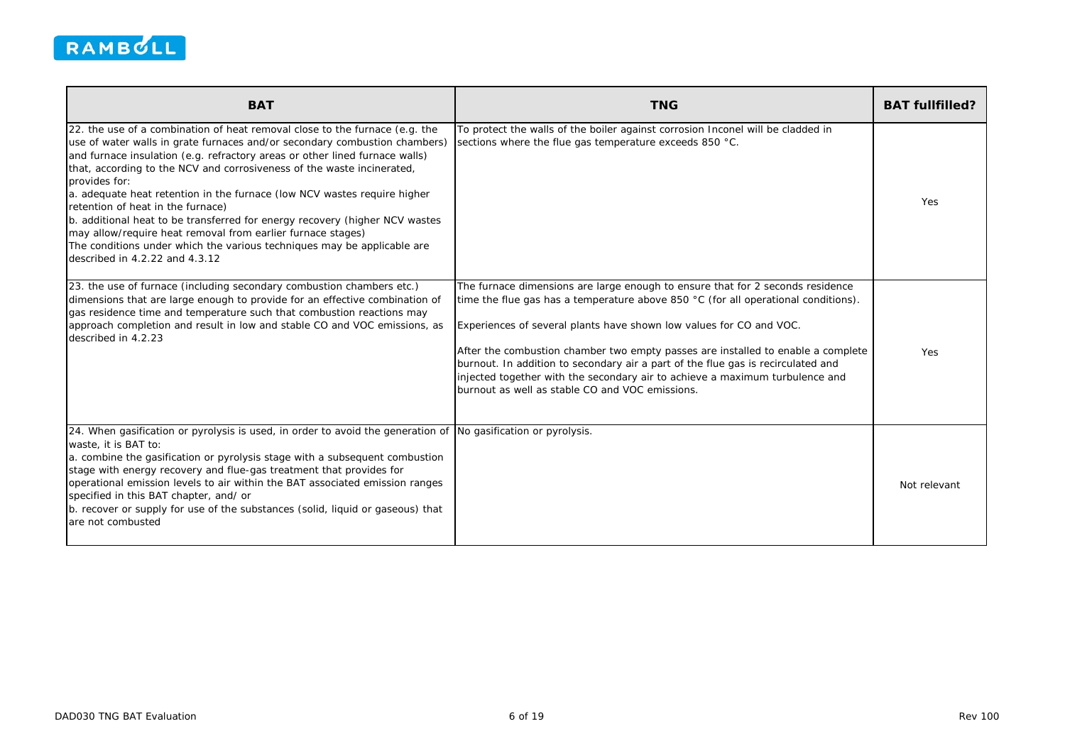| BAT | TNG | BAT fullfilled? |
|---|---|---|
| 22. the use of a combination of heat removal close to the furnace (e.g. the use of water walls in grate furnaces and/or secondary combustion chambers) and furnace insulation (e.g. refractory areas or other lined furnace walls) that, according to the NCV and corrosiveness of the waste incinerated, provides for:<br>a. adequate heat retention in the furnace (low NCV wastes require higher retention of heat in the furnace)<br>b. additional heat to be transferred for energy recovery (higher NCV wastes may allow/require heat removal from earlier furnace stages)<br>The conditions under which the various techniques may be applicable are described in 4.2.22 and 4.3.12 | To protect the walls of the boiler against corrosion Inconel will be cladded in sections where the flue gas temperature exceeds 850 °C. | Yes |
| 23. the use of furnace (including secondary combustion chambers etc.) dimensions that are large enough to provide for an effective combination of gas residence time and temperature such that combustion reactions may approach completion and result in low and stable CO and VOC emissions, as described in 4.2.23 | The furnace dimensions are large enough to ensure that for 2 seconds residence time the flue gas has a temperature above 850 °C (for all operational conditions).<br><br>Experiences of several plants have shown low values for CO and VOC.<br><br>After the combustion chamber two empty passes are installed to enable a complete burnout. In addition to secondary air a part of the flue gas is recirculated and injected together with the secondary air to achieve a maximum turbulence and burnout as well as stable CO and VOC emissions. | Yes |
| 24. When gasification or pyrolysis is used, in order to avoid the generation of waste, it is BAT to:<br>a. combine the gasification or pyrolysis stage with a subsequent combustion stage with energy recovery and flue-gas treatment that provides for operational emission levels to air within the BAT associated emission ranges specified in this BAT chapter, and/ or<br>b. recover or supply for use of the substances (solid, liquid or gaseous) that are not combusted | No gasification or pyrolysis. | Not relevant |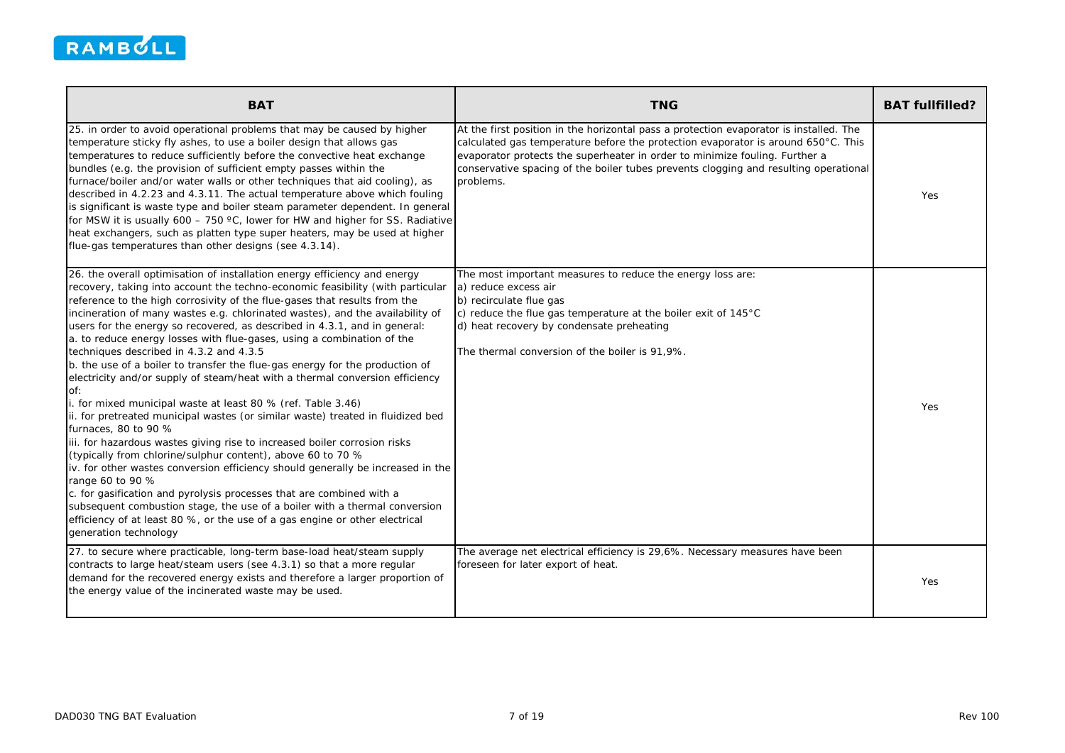| BAT | TNG | BAT fullfilled? |
|---|---|---|
| 25. in order to avoid operational problems that may be caused by higher temperature sticky fly ashes, to use a boiler design that allows gas temperatures to reduce sufficiently before the convective heat exchange bundles (e.g. the provision of sufficient empty passes within the furnace/boiler and/or water walls or other techniques that aid cooling), as described in 4.2.23 and 4.3.11. The actual temperature above which fouling is significant is waste type and boiler steam parameter dependent. In general for MSW it is usually 600 – 750 ºC, lower for HW and higher for SS. Radiative heat exchangers, such as platten type super heaters, may be used at higher flue-gas temperatures than other designs (see 4.3.14). | At the first position in the horizontal pass a protection evaporator is installed. The calculated gas temperature before the protection evaporator is around 650°C. This evaporator protects the superheater in order to minimize fouling. Further a conservative spacing of the boiler tubes prevents clogging and resulting operational problems. | Yes |
| 26. the overall optimisation of installation energy efficiency and energy recovery, taking into account the techno-economic feasibility (with particular reference to the high corrosivity of the flue-gases that results from the incineration of many wastes e.g. chlorinated wastes), and the availability of users for the energy so recovered, as described in 4.3.1, and in general:<br>a. to reduce energy losses with flue-gases, using a combination of the techniques described in 4.3.2 and 4.3.5<br>b. the use of a boiler to transfer the flue-gas energy for the production of electricity and/or supply of steam/heat with a thermal conversion efficiency of:<br>i. for mixed municipal waste at least 80 % (ref. Table 3.46)<br>ii. for pretreated municipal wastes (or similar waste) treated in fluidized bed furnaces, 80 to 90 %<br>iii. for hazardous wastes giving rise to increased boiler corrosion risks (typically from chlorine/sulphur content), above 60 to 70 %<br>iv. for other wastes conversion efficiency should generally be increased in the range 60 to 90 %<br>c. for gasification and pyrolysis processes that are combined with a subsequent combustion stage, the use of a boiler with a thermal conversion efficiency of at least 80 %, or the use of a gas engine or other electrical generation technology | The most important measures to reduce the energy loss are:<br>a) reduce excess air<br>b) recirculate flue gas<br>c) reduce the flue gas temperature at the boiler exit of 145°C<br>d) heat recovery by condensate preheating<br><br>The thermal conversion of the boiler is 91,9%. | Yes |
| 27. to secure where practicable, long-term base-load heat/steam supply contracts to large heat/steam users (see 4.3.1) so that a more regular demand for the recovered energy exists and therefore a larger proportion of the energy value of the incinerated waste may be used. | The average net electrical efficiency is 29,6%. Necessary measures have been foreseen for later export of heat. | Yes |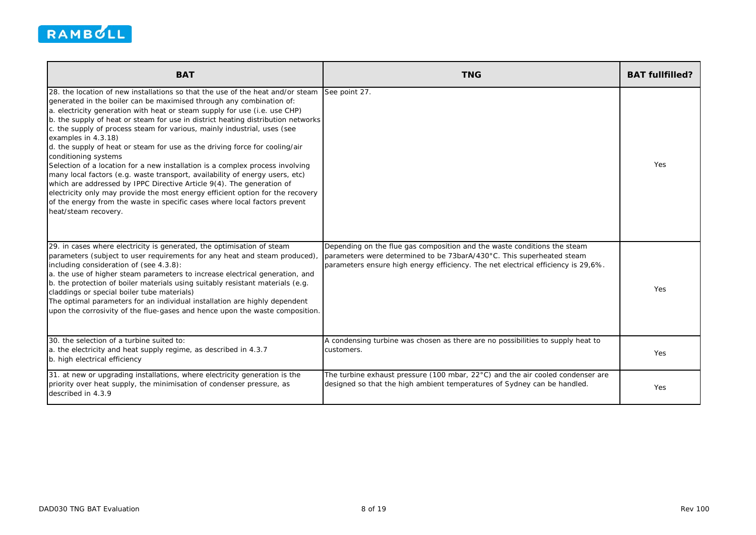| BAT | TNG | BAT fullfilled? |
| --- | --- | --- |
| 28. the location of new installations so that the use of the heat and/or steam generated in the boiler can be maximised through any combination of:<br>a. electricity generation with heat or steam supply for use (i.e. use CHP)<br>b. the supply of heat or steam for use in district heating distribution networks<br>c. the supply of process steam for various, mainly industrial, uses (see examples in 4.3.18)<br>d. the supply of heat or steam for use as the driving force for cooling/air conditioning systems<br>Selection of a location for a new installation is a complex process involving many local factors (e.g. waste transport, availability of energy users, etc) which are addressed by IPPC Directive Article 9(4). The generation of electricity only may provide the most energy efficient option for the recovery of the energy from the waste in specific cases where local factors prevent heat/steam recovery. | See point 27. | Yes |
| 29. in cases where electricity is generated, the optimisation of steam parameters (subject to user requirements for any heat and steam produced), including consideration of (see 4.3.8):<br>a. the use of higher steam parameters to increase electrical generation, and<br>b. the protection of boiler materials using suitably resistant materials (e.g. claddings or special boiler tube materials)<br>The optimal parameters for an individual installation are highly dependent upon the corrosivity of the flue-gases and hence upon the waste composition. | Depending on the flue gas composition and the waste conditions the steam parameters were determined to be 73barA/430°C. This superheated steam parameters ensure high energy efficiency. The net electrical efficiency is 29,6%. | Yes |
| 30. the selection of a turbine suited to:<br>a. the electricity and heat supply regime, as described in 4.3.7<br>b. high electrical efficiency | A condensing turbine was chosen as there are no possibilities to supply heat to customers. | Yes |
| 31. at new or upgrading installations, where electricity generation is the priority over heat supply, the minimisation of condenser pressure, as described in 4.3.9 | The turbine exhaust pressure (100 mbar, 22°C) and the air cooled condenser are designed so that the high ambient temperatures of Sydney can be handled. | Yes |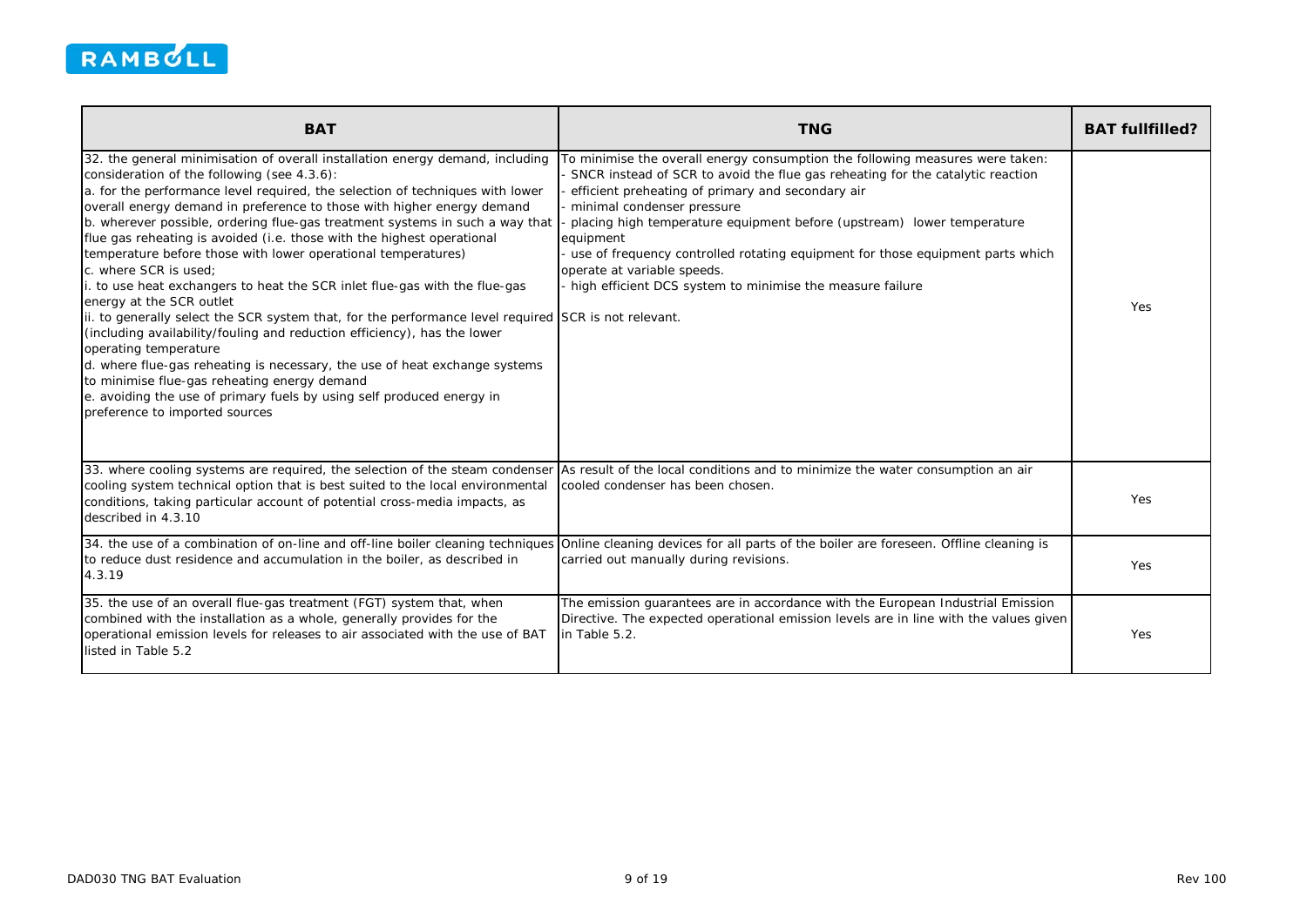| BAT | TNG | BAT fullfilled? |
|---|---|---|
| 32. the general minimisation of overall installation energy demand, including consideration of the following (see 4.3.6):<br>a. for the performance level required, the selection of techniques with lower overall energy demand in preference to those with higher energy demand<br>b. wherever possible, ordering flue-gas treatment systems in such a way that flue gas reheating is avoided (i.e. those with the highest operational temperature before those with lower operational temperatures)<br>c. where SCR is used;<br>i. to use heat exchangers to heat the SCR inlet flue-gas with the flue-gas energy at the SCR outlet<br>ii. to generally select the SCR system that, for the performance level required (including availability/fouling and reduction efficiency), has the lower operating temperature<br>d. where flue-gas reheating is necessary, the use of heat exchange systems to minimise flue-gas reheating energy demand<br>e. avoiding the use of primary fuels by using self produced energy in preference to imported sources | To minimise the overall energy consumption the following measures were taken:<br>- SNCR instead of SCR to avoid the flue gas reheating for the catalytic reaction<br>- efficient preheating of primary and secondary air<br>- minimal condenser pressure<br>- placing high temperature equipment before (upstream) lower temperature equipment<br>- use of frequency controlled rotating equipment for those equipment parts which operate at variable speeds.<br>- high efficient DCS system to minimise the measure failure<br><br>SCR is not relevant. | Yes |
| 33. where cooling systems are required, the selection of the steam condenser cooling system technical option that is best suited to the local environmental conditions, taking particular account of potential cross-media impacts, as described in 4.3.10 | As result of the local conditions and to minimize the water consumption an air cooled condenser has been chosen. | Yes |
| 34. the use of a combination of on-line and off-line boiler cleaning techniques to reduce dust residence and accumulation in the boiler, as described in 4.3.19 | Online cleaning devices for all parts of the boiler are foreseen. Offline cleaning is carried out manually during revisions. | Yes |
| 35. the use of an overall flue-gas treatment (FGT) system that, when combined with the installation as a whole, generally provides for the operational emission levels for releases to air associated with the use of BAT listed in Table 5.2 | The emission guarantees are in accordance with the European Industrial Emission Directive. The expected operational emission levels are in line with the values given in Table 5.2. | Yes |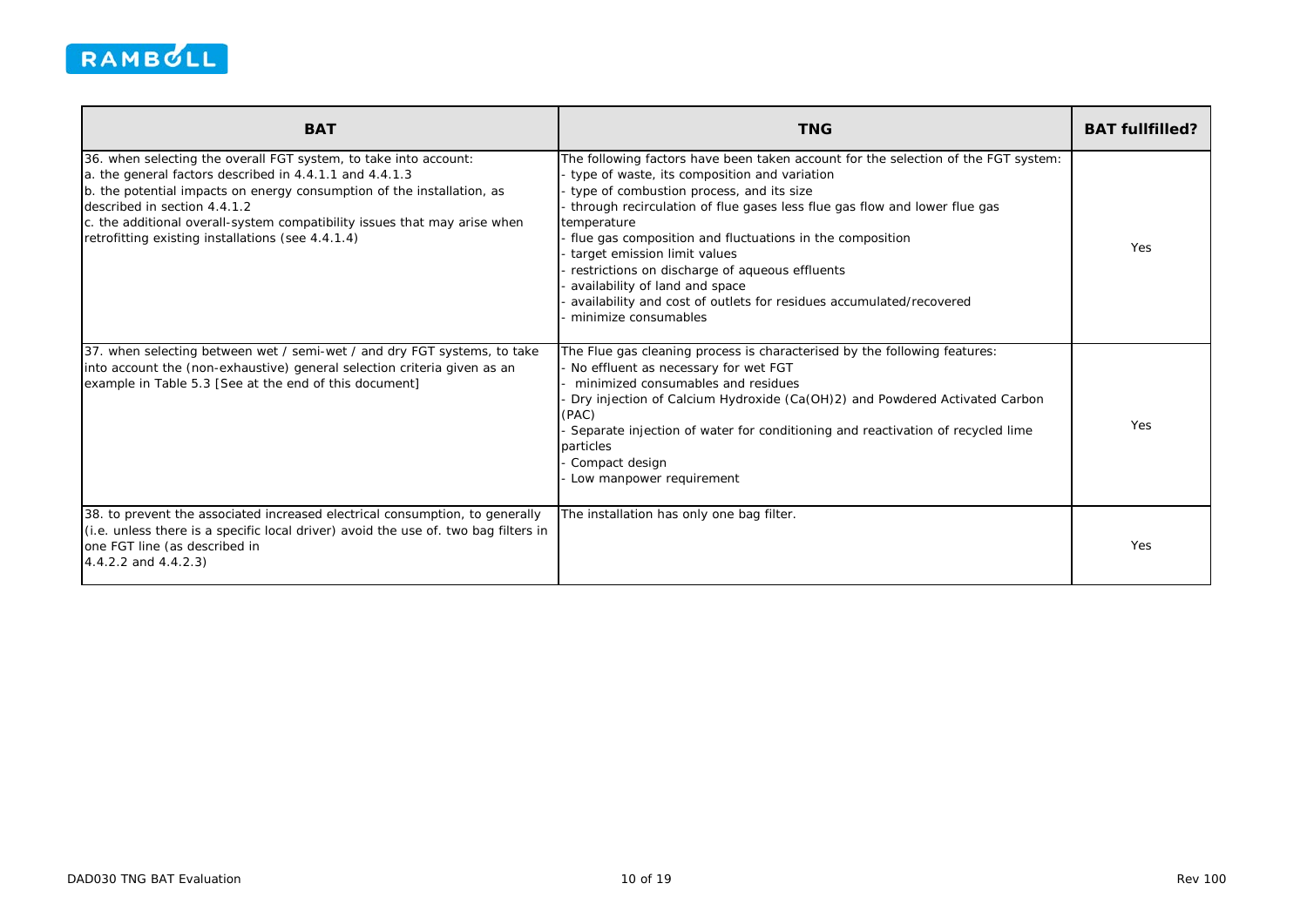| BAT | TNG | BAT fullfilled? |
|---|---|---|
| 36. when selecting the overall FGT system, to take into account:<br>a. the general factors described in 4.4.1.1 and 4.4.1.3<br>b. the potential impacts on energy consumption of the installation, as described in section 4.4.1.2<br>c. the additional overall-system compatibility issues that may arise when retrofitting existing installations (see 4.4.1.4) | The following factors have been taken account for the selection of the FGT system:<br>- type of waste, its composition and variation<br>- type of combustion process, and its size<br>- through recirculation of flue gases less flue gas flow and lower flue gas temperature<br>- flue gas composition and fluctuations in the composition<br>- target emission limit values<br>- restrictions on discharge of aqueous effluents<br>- availability of land and space<br>- availability and cost of outlets for residues accumulated/recovered<br>- minimize consumables | Yes |
| 37. when selecting between wet / semi-wet / and dry FGT systems, to take into account the (non-exhaustive) general selection criteria given as an example in Table 5.3 [See at the end of this document] | The Flue gas cleaning process is characterised by the following features:<br>- No effluent as necessary for wet FGT<br>- minimized consumables and residues<br>- Dry injection of Calcium Hydroxide ($Ca(OH)_2$) and Powdered Activated Carbon (PAC)<br>- Separate injection of water for conditioning and reactivation of recycled lime particles<br>- Compact design<br>- Low manpower requirement | Yes |
| 38. to prevent the associated increased electrical consumption, to generally (i.e. unless there is a specific local driver) avoid the use of. two bag filters in one FGT line (as described in 4.4.2.2 and 4.4.2.3) | The installation has only one bag filter. | Yes |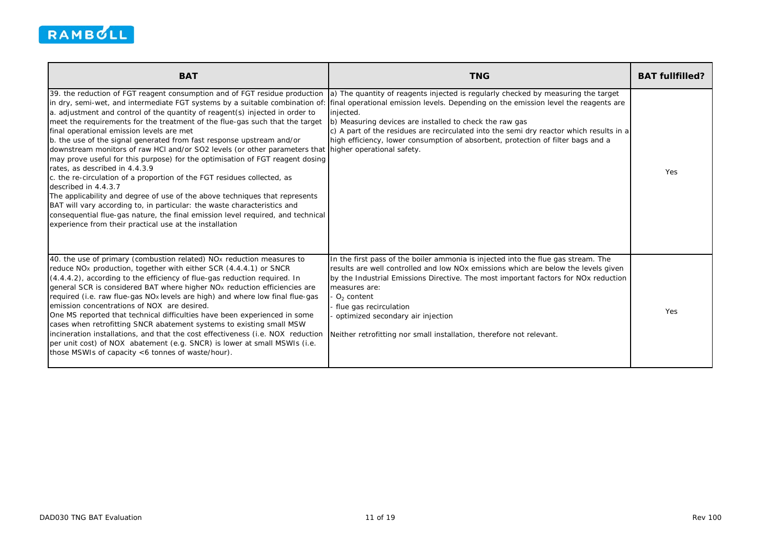| BAT | TNG | BAT fullfilled? |
|---|---|---|
| 39. the reduction of FGT reagent consumption and of FGT residue production in dry, semi-wet, and intermediate FGT systems by a suitable combination of:<br>a. adjustment and control of the quantity of reagent(s) injected in order to meet the requirements for the treatment of the flue-gas such that the target final operational emission levels are met<br>b. the use of the signal generated from fast response upstream and/or downstream monitors of raw HCl and/or SO2 levels (or other parameters that may prove useful for this purpose) for the optimisation of FGT reagent dosing rates, as described in 4.4.3.9<br>c. the re-circulation of a proportion of the FGT residues collected, as described in 4.4.3.7<br>The applicability and degree of use of the above techniques that represents BAT will vary according to, in particular: the waste characteristics and consequential flue-gas nature, the final emission level required, and technical experience from their practical use at the installation | a) The quantity of reagents injected is regularly checked by measuring the target final operational emission levels. Depending on the emission level the reagents are injected.<br>b) Measuring devices are installed to check the raw gas<br>c) A part of the residues are recirculated into the semi dry reactor which results in a high efficiency, lower consumption of absorbent, protection of filter bags and a higher operational safety. | Yes |
| 40. the use of primary (combustion related) $NO_x$ reduction measures to reduce $NO_x$ production, together with either SCR (4.4.4.1) or SNCR (4.4.4.2), according to the efficiency of flue-gas reduction required. In general SCR is considered BAT where higher $NO_x$ reduction efficiencies are required (i.e. raw flue-gas $NO_x$ levels are high) and where low final flue-gas emission concentrations of NOX are desired.<br>One MS reported that technical difficulties have been experienced in some cases when retrofitting SNCR abatement systems to existing small MSW incineration installations, and that the cost effectiveness (i.e. NOX reduction per unit cost) of NOX abatement (e.g. SNCR) is lower at small MSWIs (i.e. those MSWIs of capacity <6 tonnes of waste/hour). | In the first pass of the boiler ammonia is injected into the flue gas stream. The results are well controlled and low NOx emissions which are below the levels given by the Industrial Emissions Directive. The most important factors for NOx reduction measures are:<br>- $O_2$ content<br>- flue gas recirculation<br>- optimized secondary air injection<br><br>Neither retrofitting nor small installation, therefore not relevant. | Yes |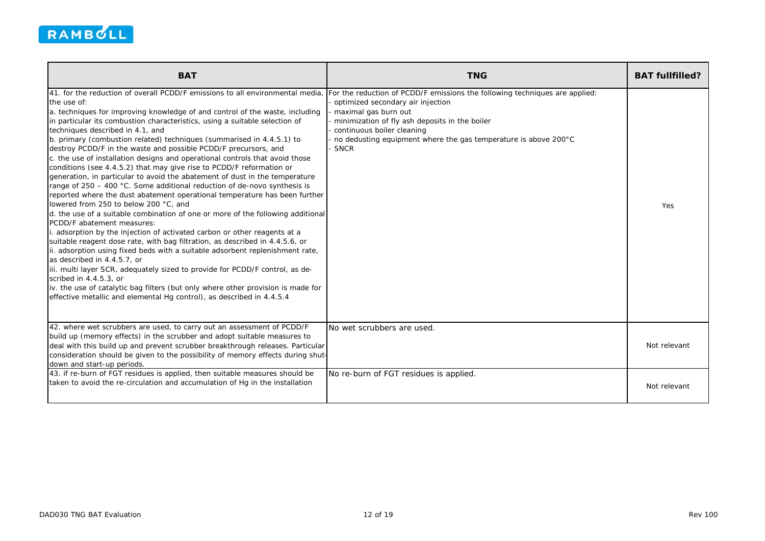| BAT | TNG | BAT fullfilled? |
|---|---|---|
| 41. for the reduction of overall PCDD/F emissions to all environmental media, the use of:<br>a. techniques for improving knowledge of and control of the waste, including in particular its combustion characteristics, using a suitable selection of techniques described in 4.1, and<br>b. primary (combustion related) techniques (summarised in 4.4.5.1) to destroy PCDD/F in the waste and possible PCDD/F precursors, and<br>c. the use of installation designs and operational controls that avoid those conditions (see 4.4.5.2) that may give rise to PCDD/F reformation or generation, in particular to avoid the abatement of dust in the temperature range of 250 – 400 °C. Some additional reduction of de-novo synthesis is reported where the dust abatement operational temperature has been further lowered from 250 to below 200 °C, and<br>d. the use of a suitable combination of one or more of the following additional PCDD/F abatement measures:<br>i. adsorption by the injection of activated carbon or other reagents at a suitable reagent dose rate, with bag filtration, as described in 4.4.5.6, or<br>ii. adsorption using fixed beds with a suitable adsorbent replenishment rate, as described in 4.4.5.7, or<br>iii. multi layer SCR, adequately sized to provide for PCDD/F control, as de-scribed in 4.4.5.3, or<br>iv. the use of catalytic bag filters (but only where other provision is made for effective metallic and elemental Hg control), as described in 4.4.5.4 | For the reduction of PCDD/F emissions the following techniques are applied:<br>- optimized secondary air injection<br>- maximal gas burn out<br>- minimization of fly ash deposits in the boiler<br>- continuous boiler cleaning<br>- no dedusting equipment where the gas temperature is above 200°C<br>- SNCR | Yes |
| 42. where wet scrubbers are used, to carry out an assessment of PCDD/F build up (memory effects) in the scrubber and adopt suitable measures to deal with this build up and prevent scrubber breakthrough releases. Particular consideration should be given to the possibility of memory effects during shut-down and start-up periods. | No wet scrubbers are used. | Not relevant |
| 43. if re-burn of FGT residues is applied, then suitable measures should be taken to avoid the re-circulation and accumulation of Hg in the installation | No re-burn of FGT residues is applied. | Not relevant |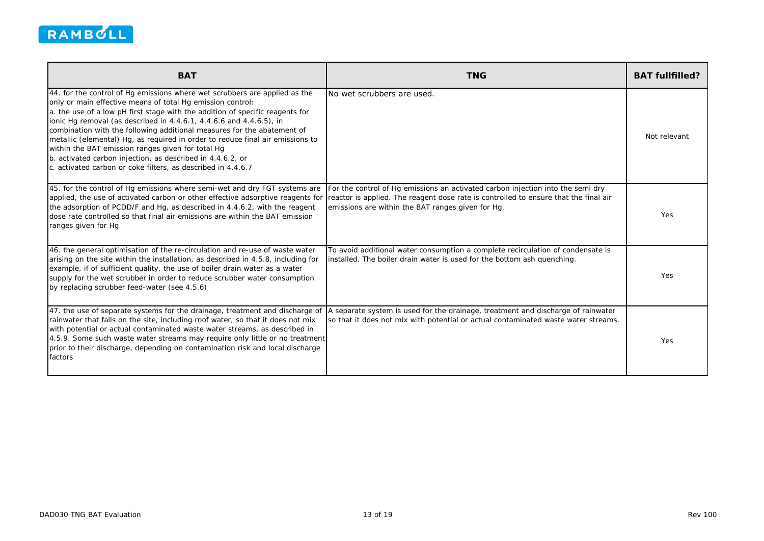| BAT | TNG | BAT fullfilled? |
| --- | --- | --- |
| 44. for the control of Hg emissions where wet scrubbers are applied as the only or main effective means of total Hg emission control:<br>a. the use of a low pH first stage with the addition of specific reagents for ionic Hg removal (as described in 4.4.6.1, 4.4.6.6 and 4.4.6.5), in combination with the following additional measures for the abatement of metallic (elemental) Hg, as required in order to reduce final air emissions to within the BAT emission ranges given for total Hg<br>b. activated carbon injection, as described in 4.4.6.2, or<br>c. activated carbon or coke filters, as described in 4.4.6.7 | No wet scrubbers are used. | Not relevant |
| 45. for the control of Hg emissions where semi-wet and dry FGT systems are applied, the use of activated carbon or other effective adsorptive reagents for the adsorption of PCDD/F and Hg, as described in 4.4.6.2, with the reagent dose rate controlled so that final air emissions are within the BAT emission ranges given for Hg | For the control of Hg emissions an activated carbon injection into the semi dry reactor is applied. The reagent dose rate is controlled to ensure that the final air emissions are within the BAT ranges given for Hg. | Yes |
| 46. the general optimisation of the re-circulation and re-use of waste water arising on the site within the installation, as described in 4.5.8, including for example, if of sufficient quality, the use of boiler drain water as a water supply for the wet scrubber in order to reduce scrubber water consumption by replacing scrubber feed-water (see 4.5.6) | To avoid additional water consumption a complete recirculation of condensate is installed. The boiler drain water is used for the bottom ash quenching. | Yes |
| 47. the use of separate systems for the drainage, treatment and discharge of rainwater that falls on the site, including roof water, so that it does not mix with potential or actual contaminated waste water streams, as described in 4.5.9. Some such waste water streams may require only little or no treatment prior to their discharge, depending on contamination risk and local discharge factors | A separate system is used for the drainage, treatment and discharge of rainwater so that it does not mix with potential or actual contaminated waste water streams. | Yes |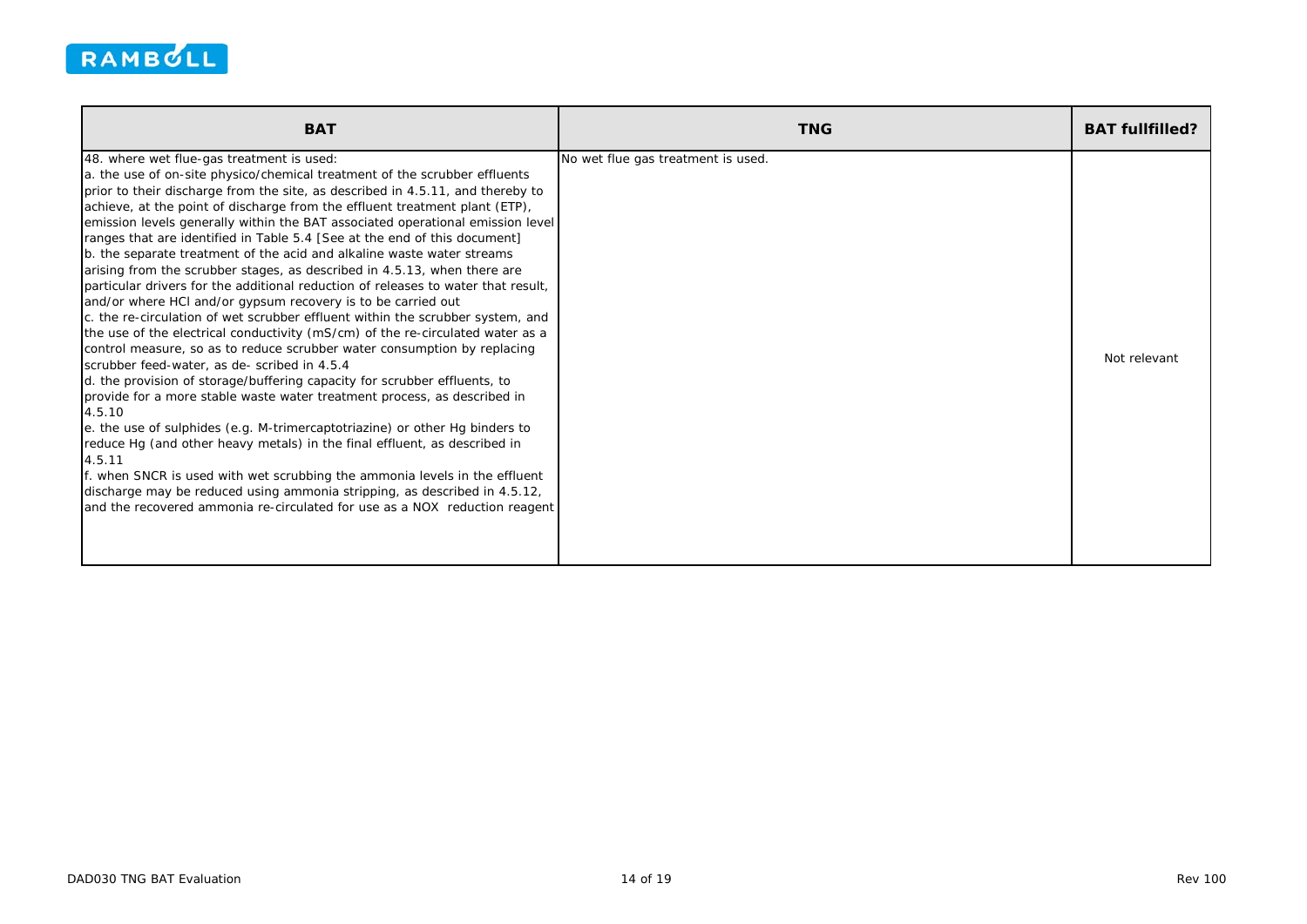| BAT | TNG | BAT fullfilled? |
| --- | --- | --- |
| 48. where wet flue-gas treatment is used:<br>a. the use of on-site physico/chemical treatment of the scrubber effluents prior to their discharge from the site, as described in 4.5.11, and thereby to achieve, at the point of discharge from the effluent treatment plant (ETP), emission levels generally within the BAT associated operational emission level ranges that are identified in Table 5.4 [See at the end of this document]<br>b. the separate treatment of the acid and alkaline waste water streams arising from the scrubber stages, as described in 4.5.13, when there are particular drivers for the additional reduction of releases to water that result, and/or where HCl and/or gypsum recovery is to be carried out<br>c. the re-circulation of wet scrubber effluent within the scrubber system, and the use of the electrical conductivity (mS/cm) of the re-circulated water as a control measure, so as to reduce scrubber water consumption by replacing scrubber feed-water, as de- scribed in 4.5.4<br>d. the provision of storage/buffering capacity for scrubber effluents, to provide for a more stable waste water treatment process, as described in 4.5.10<br>e. the use of sulphides (e.g. M-trimercaptotriazine) or other Hg binders to reduce Hg (and other heavy metals) in the final effluent, as described in 4.5.11<br>f. when SNCR is used with wet scrubbing the ammonia levels in the effluent discharge may be reduced using ammonia stripping, as described in 4.5.12, and the recovered ammonia re-circulated for use as a $NO_X$ reduction reagent | No wet flue gas treatment is used. | Not relevant |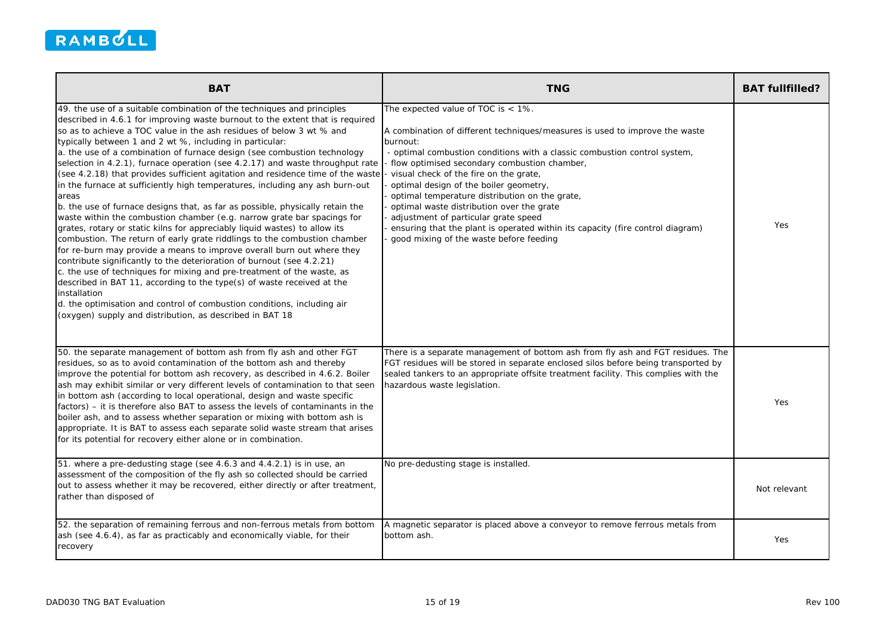| BAT | TNG | BAT fullfilled? |
|---|---|---|
| 49. the use of a suitable combination of the techniques and principles described in 4.6.1 for improving waste burnout to the extent that is required so as to achieve a TOC value in the ash residues of below 3 wt % and typically between 1 and 2 wt %, including in particular:<br>a. the use of a combination of furnace design (see combustion technology selection in 4.2.1), furnace operation (see 4.2.17) and waste throughput rate (see 4.2.18) that provides sufficient agitation and residence time of the waste in the furnace at sufficiently high temperatures, including any ash burn-out areas<br>b. the use of furnace designs that, as far as possible, physically retain the waste within the combustion chamber (e.g. narrow grate bar spacings for grates, rotary or static kilns for appreciably liquid wastes) to allow its combustion. The return of early grate riddlings to the combustion chamber for re-burn may provide a means to improve overall burn out where they contribute significantly to the deterioration of burnout (see 4.2.21)<br>c. the use of techniques for mixing and pre-treatment of the waste, as described in BAT 11, according to the type(s) of waste received at the installation<br>d. the optimisation and control of combustion conditions, including air (oxygen) supply and distribution, as described in BAT 18 | The expected value of TOC is < 1%.<br><br>A combination of different techniques/measures is used to improve the waste burnout:<br>- optimal combustion conditions with a classic combustion control system,<br>- flow optimised secondary combustion chamber,<br>- visual check of the fire on the grate,<br>- optimal design of the boiler geometry,<br>- optimal temperature distribution on the grate,<br>- optimal waste distribution over the grate<br>- adjustment of particular grate speed<br>- ensuring that the plant is operated within its capacity (fire control diagram)<br>- good mixing of the waste before feeding | Yes |
| 50. the separate management of bottom ash from fly ash and other FGT residues, so as to avoid contamination of the bottom ash and thereby improve the potential for bottom ash recovery, as described in 4.6.2. Boiler ash may exhibit similar or very different levels of contamination to that seen in bottom ash (according to local operational, design and waste specific factors) – it is therefore also BAT to assess the levels of contaminants in the boiler ash, and to assess whether separation or mixing with bottom ash is appropriate. It is BAT to assess each separate solid waste stream that arises for its potential for recovery either alone or in combination. | There is a separate management of bottom ash from fly ash and FGT residues. The FGT residues will be stored in separate enclosed silos before being transported by sealed tankers to an appropriate offsite treatment facility. This complies with the hazardous waste legislation. | Yes |
| 51. where a pre-dedusting stage (see 4.6.3 and 4.4.2.1) is in use, an assessment of the composition of the fly ash so collected should be carried out to assess whether it may be recovered, either directly or after treatment, rather than disposed of | No pre-dedusting stage is installed. | Not relevant |
| 52. the separation of remaining ferrous and non-ferrous metals from bottom ash (see 4.6.4), as far as practicably and economically viable, for their recovery | A magnetic separator is placed above a conveyor to remove ferrous metals from bottom ash. | Yes |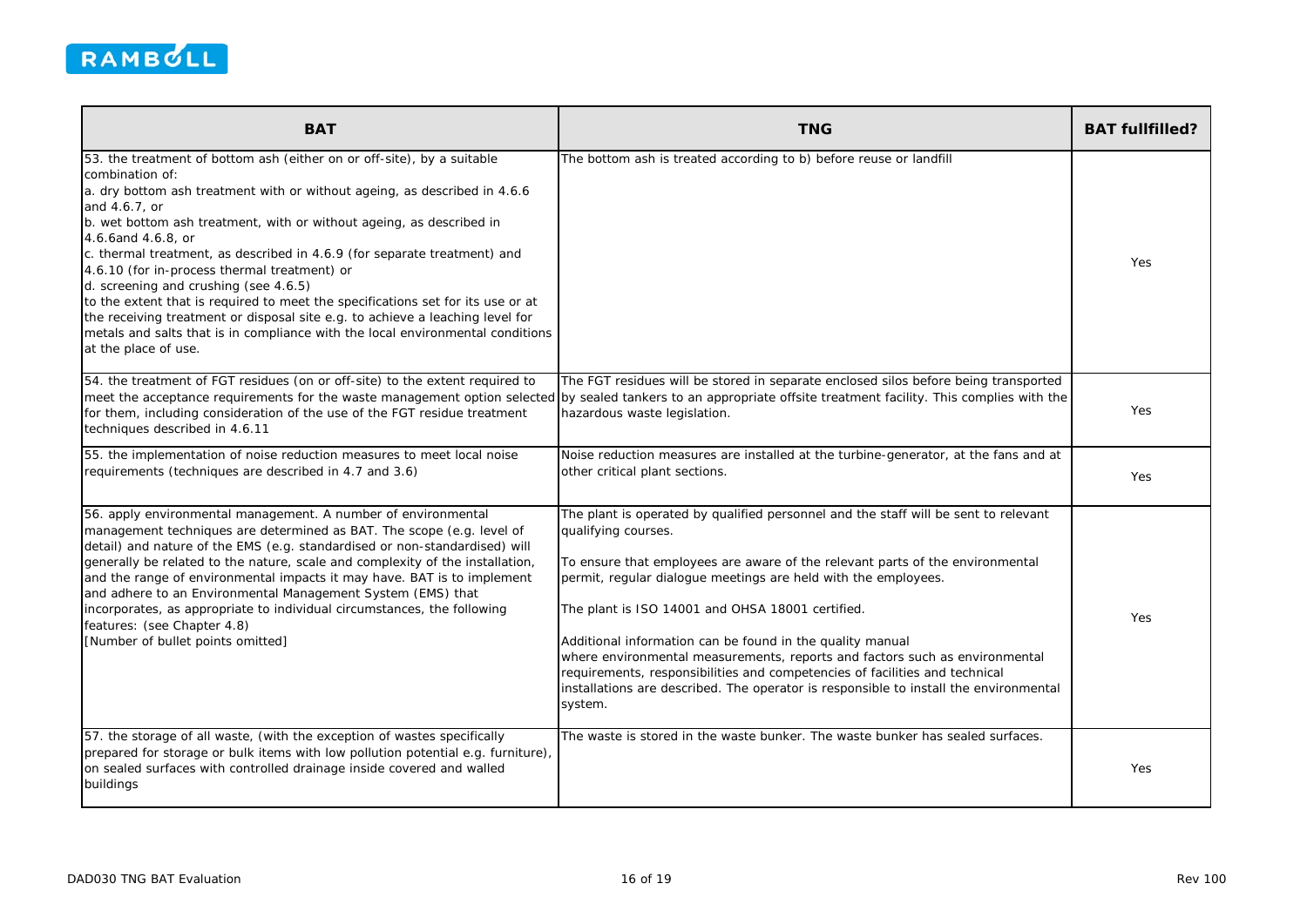| BAT | TNG | BAT fullfilled? |
|---|---|---|
| 53. the treatment of bottom ash (either on or off-site), by a suitable combination of:<br>a. dry bottom ash treatment with or without ageing, as described in 4.6.6 and 4.6.7, or<br>b. wet bottom ash treatment, with or without ageing, as described in 4.6.6and 4.6.8, or<br>c. thermal treatment, as described in 4.6.9 (for separate treatment) and 4.6.10 (for in-process thermal treatment) or<br>d. screening and crushing (see 4.6.5)<br>to the extent that is required to meet the specifications set for its use or at the receiving treatment or disposal site e.g. to achieve a leaching level for metals and salts that is in compliance with the local environmental conditions at the place of use. | The bottom ash is treated according to b) before reuse or landfill | Yes |
| 54. the treatment of FGT residues (on or off-site) to the extent required to meet the acceptance requirements for the waste management option selected for them, including consideration of the use of the FGT residue treatment techniques described in 4.6.11 | The FGT residues will be stored in separate enclosed silos before being transported by sealed tankers to an appropriate offsite treatment facility. This complies with the hazardous waste legislation. | Yes |
| 55. the implementation of noise reduction measures to meet local noise requirements (techniques are described in 4.7 and 3.6) | Noise reduction measures are installed at the turbine-generator, at the fans and at other critical plant sections. | Yes |
| 56. apply environmental management. A number of environmental management techniques are determined as BAT. The scope (e.g. level of detail) and nature of the EMS (e.g. standardised or non-standardised) will generally be related to the nature, scale and complexity of the installation, and the range of environmental impacts it may have. BAT is to implement and adhere to an Environmental Management System (EMS) that incorporates, as appropriate to individual circumstances, the following features: (see Chapter 4.8)<br>[Number of bullet points omitted] | The plant is operated by qualified personnel and the staff will be sent to relevant qualifying courses.<br><br>To ensure that employees are aware of the relevant parts of the environmental permit, regular dialogue meetings are held with the employees.<br><br>The plant is ISO 14001 and OHSA 18001 certified.<br><br>Additional information can be found in the quality manual where environmental measurements, reports and factors such as environmental requirements, responsibilities and competencies of facilities and technical installations are described. The operator is responsible to install the environmental system. | Yes |
| 57. the storage of all waste, (with the exception of wastes specifically prepared for storage or bulk items with low pollution potential e.g. furniture), on sealed surfaces with controlled drainage inside covered and walled buildings | The waste is stored in the waste bunker. The waste bunker has sealed surfaces. | Yes |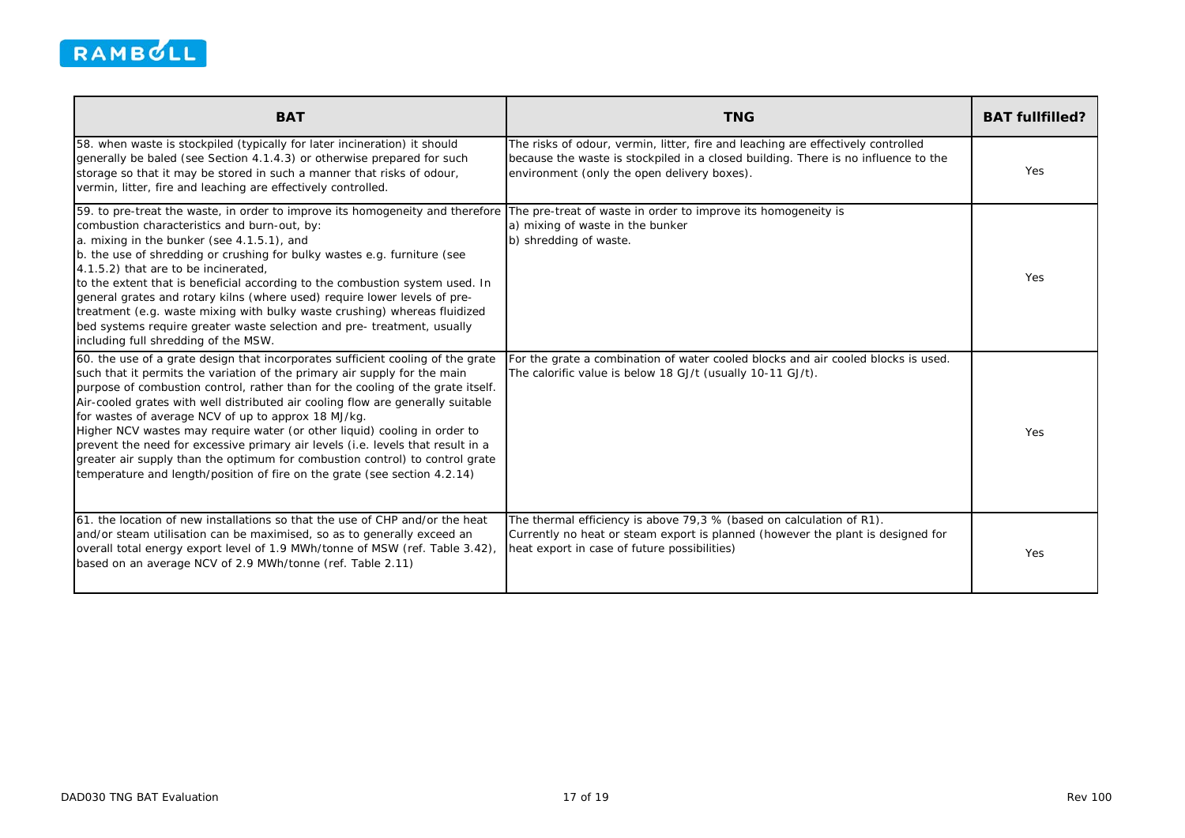| BAT | TNG | BAT fullfilled? |
|---|---|---|
| 58. when waste is stockpiled (typically for later incineration) it should generally be baled (see Section 4.1.4.3) or otherwise prepared for such storage so that it may be stored in such a manner that risks of odour, vermin, litter, fire and leaching are effectively controlled. | The risks of odour, vermin, litter, fire and leaching are effectively controlled because the waste is stockpiled in a closed building. There is no influence to the environment (only the open delivery boxes). | Yes |
| 59. to pre-treat the waste, in order to improve its homogeneity and therefore combustion characteristics and burn-out, by:<br>a. mixing in the bunker (see 4.1.5.1), and<br>b. the use of shredding or crushing for bulky wastes e.g. furniture (see 4.1.5.2) that are to be incinerated,<br>to the extent that is beneficial according to the combustion system used. In general grates and rotary kilns (where used) require lower levels of pre-treatment (e.g. waste mixing with bulky waste crushing) whereas fluidized bed systems require greater waste selection and pre- treatment, usually including full shredding of the MSW. | The pre-treat of waste in order to improve its homogeneity is<br>a) mixing of waste in the bunker<br>b) shredding of waste. | Yes |
| 60. the use of a grate design that incorporates sufficient cooling of the grate such that it permits the variation of the primary air supply for the main purpose of combustion control, rather than for the cooling of the grate itself. Air-cooled grates with well distributed air cooling flow are generally suitable for wastes of average NCV of up to approx 18 MJ/kg.<br>Higher NCV wastes may require water (or other liquid) cooling in order to prevent the need for excessive primary air levels (i.e. levels that result in a greater air supply than the optimum for combustion control) to control grate temperature and length/position of fire on the grate (see section 4.2.14) | For the grate a combination of water cooled blocks and air cooled blocks is used. The calorific value is below 18 GJ/t (usually 10-11 GJ/t). | Yes |
| 61. the location of new installations so that the use of CHP and/or the heat and/or steam utilisation can be maximised, so as to generally exceed an overall total energy export level of 1.9 MWh/tonne of MSW (ref. Table 3.42), based on an average NCV of 2.9 MWh/tonne (ref. Table 2.11) | The thermal efficiency is above 79,3 % (based on calculation of R1).<br>Currently no heat or steam export is planned (however the plant is designed for heat export in case of future possibilities) | Yes |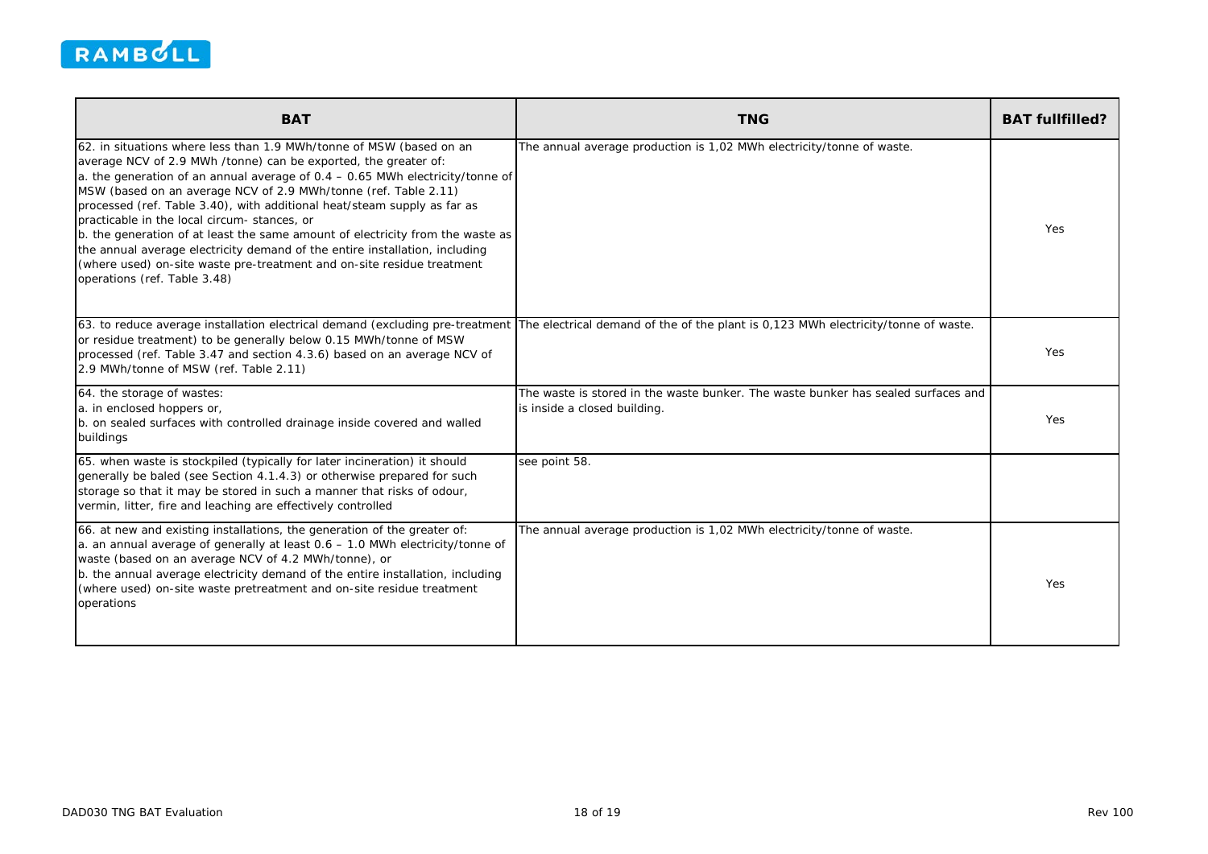| BAT | TNG | BAT fullfilled? |
| --- | --- | --- |
| 62. in situations where less than 1.9 MWh/tonne of MSW (based on an average NCV of 2.9 MWh /tonne) can be exported, the greater of:<br>a. the generation of an annual average of 0.4 – 0.65 MWh electricity/tonne of MSW (based on an average NCV of 2.9 MWh/tonne (ref. Table 2.11) processed (ref. Table 3.40), with additional heat/steam supply as far as practicable in the local circum- stances, or<br>b. the generation of at least the same amount of electricity from the waste as the annual average electricity demand of the entire installation, including (where used) on-site waste pre-treatment and on-site residue treatment operations (ref. Table 3.48) | The annual average production is 1,02 MWh electricity/tonne of waste. | Yes |
| 63. to reduce average installation electrical demand (excluding pre-treatment or residue treatment) to be generally below 0.15 MWh/tonne of MSW processed (ref. Table 3.47 and section 4.3.6) based on an average NCV of 2.9 MWh/tonne of MSW (ref. Table 2.11) | The electrical demand of the of the plant is 0,123 MWh electricity/tonne of waste. | Yes |
| 64. the storage of wastes:<br>a. in enclosed hoppers or,<br>b. on sealed surfaces with controlled drainage inside covered and walled buildings | The waste is stored in the waste bunker. The waste bunker has sealed surfaces and is inside a closed building. | Yes |
| 65. when waste is stockpiled (typically for later incineration) it should generally be baled (see Section 4.1.4.3) or otherwise prepared for such storage so that it may be stored in such a manner that risks of odour, vermin, litter, fire and leaching are effectively controlled | see point 58. | |
| 66. at new and existing installations, the generation of the greater of:<br>a. an annual average of generally at least 0.6 – 1.0 MWh electricity/tonne of waste (based on an average NCV of 4.2 MWh/tonne), or<br>b. the annual average electricity demand of the entire installation, including (where used) on-site waste pretreatment and on-site residue treatment operations | The annual average production is 1,02 MWh electricity/tonne of waste. | Yes |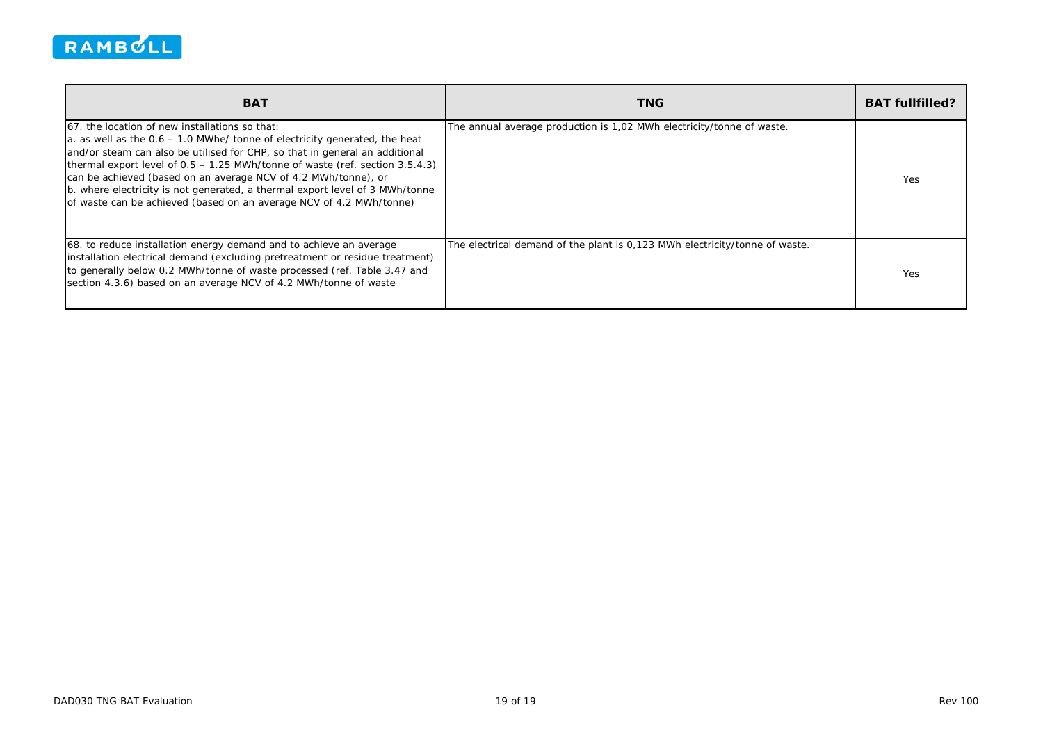| BAT | TNG | BAT fullfilled? |
|---|---|---|
| 67. the location of new installations so that:<br>a. as well as the 0.6 – 1.0 MWhe/ tonne of electricity generated, the heat and/or steam can also be utilised for CHP, so that in general an additional thermal export level of 0.5 – 1.25 MWh/tonne of waste (ref. section 3.5.4.3) can be achieved (based on an average NCV of 4.2 MWh/tonne), or<br>b. where electricity is not generated, a thermal export level of 3 MWh/tonne of waste can be achieved (based on an average NCV of 4.2 MWh/tonne) | The annual average production is 1,02 MWh electricity/tonne of waste. | Yes |
| 68. to reduce installation energy demand and to achieve an average installation electrical demand (excluding pretreatment or residue treatment) to generally below 0.2 MWh/tonne of waste processed (ref. Table 3.47 and section 4.3.6) based on an average NCV of 4.2 MWh/tonne of waste | The electrical demand of the plant is 0,123 MWh electricity/tonne of waste. | Yes |